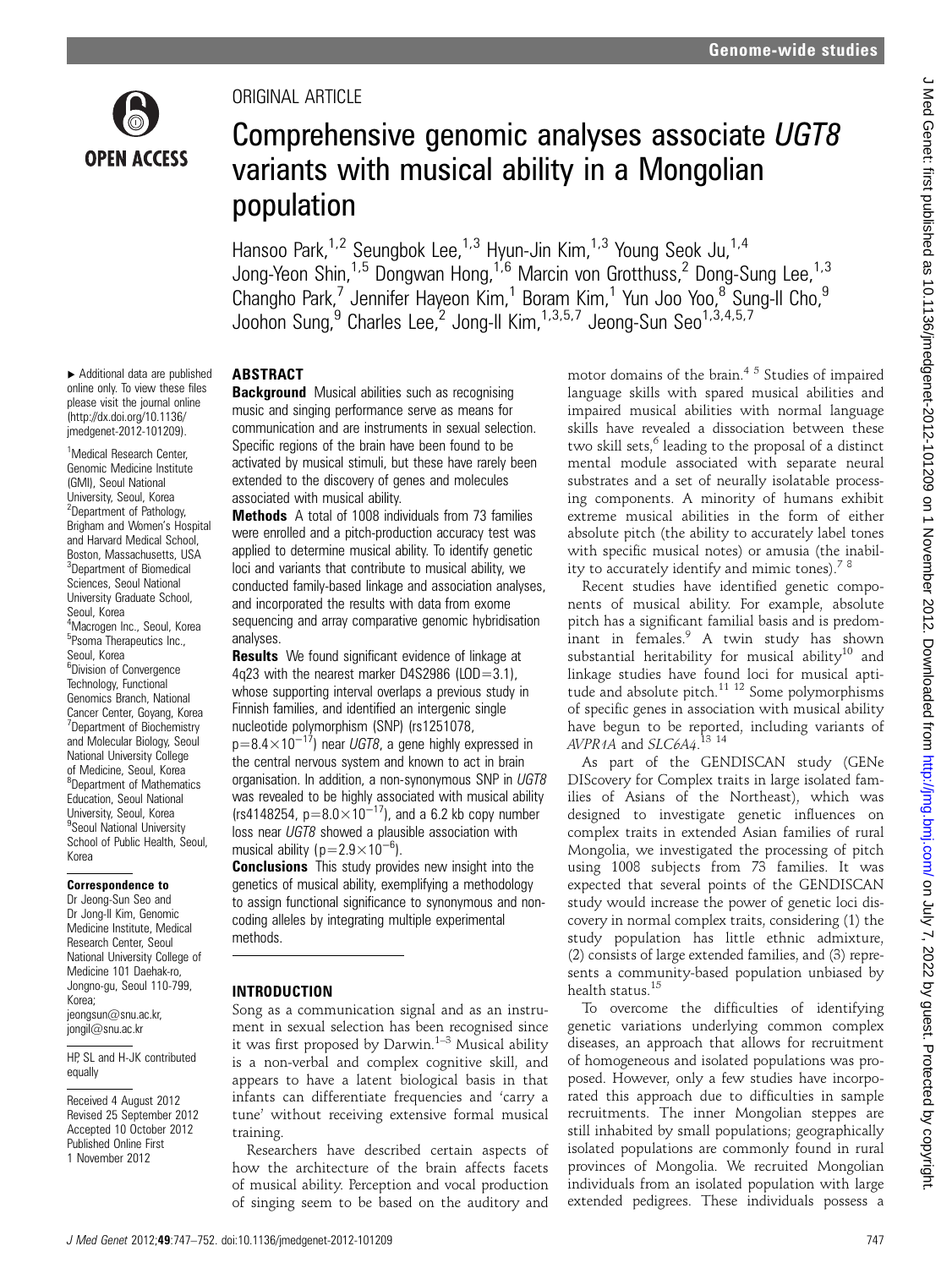ORIGINAL ARTICLE

# Comprehensive genomic analyses associate *UGT8* variants with musical ability in a Mongolian population

Hansoo Park,[1,2] Seungbok Lee,[1,3] Hyun-Jin Kim,[1,3] Young Seok Ju,[1,4] Jong-Yeon Shin,[1,5] Dongwan Hong,[1,6] Marcin von Grotthuss,[2] Dong-Sung Lee,[1,3] Changho Park,[7] Jennifer Hayeon Kim,[1] Boram Kim,[1] Yun Joo Yoo,[8] Sung-Il Cho,[9] Joohon Sung,[9] Charles Lee,[2] Jong-Il Kim,[1,3,5,7] Jeong-Sun Seo[1,3,4,5,7]

▸ Additional data are published online only. To view these files please visit the journal online (http://dx.doi.org/10.1136/jmedgenet-2012-101209).

[1]Medical Research Center, Genomic Medicine Institute (GMI), Seoul National University, Seoul, Korea
[2]Department of Pathology, Brigham and Women's Hospital and Harvard Medical School, Boston, Massachusetts, USA
[3]Department of Biomedical Sciences, Seoul National University Graduate School, Seoul, Korea
[4]Macrogen Inc., Seoul, Korea
[5]Psoma Therapeutics Inc., Seoul, Korea
[6]Division of Convergence Technology, Functional Genomics Branch, National Cancer Center, Goyang, Korea
[7]Department of Biochemistry and Molecular Biology, Seoul National University College of Medicine, Seoul, Korea
[8]Department of Mathematics Education, Seoul National University, Seoul, Korea
[9]Seoul National University School of Public Health, Seoul, Korea

**Correspondence to**
Dr Jeong-Sun Seo and Dr Jong-Il Kim, Genomic Medicine Institute, Medical Research Center, Seoul National University College of Medicine 101 Daehak-ro, Jongno-gu, Seoul 110-799, Korea; jeongsun@snu.ac.kr, jongil@snu.ac.kr

HP, SL and H-JK contributed equally

Received 4 August 2012
Revised 25 September 2012
Accepted 10 October 2012
Published Online First 1 November 2012

## ABSTRACT

**Background** Musical abilities such as recognising music and singing performance serve as means for communication and are instruments in sexual selection. Specific regions of the brain have been found to be activated by musical stimuli, but these have rarely been extended to the discovery of genes and molecules associated with musical ability.

**Methods** A total of 1008 individuals from 73 families were enrolled and a pitch-production accuracy test was applied to determine musical ability. To identify genetic loci and variants that contribute to musical ability, we conducted family-based linkage and association analyses, and incorporated the results with data from exome sequencing and array comparative genomic hybridisation analyses.

**Results** We found significant evidence of linkage at 4q23 with the nearest marker D4S2986 (LOD=3.1), whose supporting interval overlaps a previous study in Finnish families, and identified an intergenic single nucleotide polymorphism (SNP) (rs1251078, $p=8.4\times10^{-17}$) near *UGT8*, a gene highly expressed in the central nervous system and known to act in brain organisation. In addition, a non-synonymous SNP in *UGT8* was revealed to be highly associated with musical ability (rs4148254, $p=8.0\times10^{-17}$), and a 6.2 kb copy number loss near *UGT8* showed a plausible association with musical ability ($p=2.9\times10^{-6}$).

**Conclusions** This study provides new insight into the genetics of musical ability, exemplifying a methodology to assign functional significance to synonymous and non-coding alleles by integrating multiple experimental methods.

## INTRODUCTION

Song as a communication signal and as an instrument in sexual selection has been recognised since it was first proposed by Darwin.[1–3] Musical ability is a non-verbal and complex cognitive skill, and appears to have a latent biological basis in that infants can differentiate frequencies and 'carry a tune' without receiving extensive formal musical training.

Researchers have described certain aspects of how the architecture of the brain affects facets of musical ability. Perception and vocal production of singing seem to be based on the auditory and motor domains of the brain.[4 5] Studies of impaired language skills with spared musical abilities and impaired musical abilities with normal language skills have revealed a dissociation between these two skill sets,[6] leading to the proposal of a distinct mental module associated with separate neural substrates and a set of neurally isolatable processing components. A minority of humans exhibit extreme musical abilities in the form of either absolute pitch (the ability to accurately label tones with specific musical notes) or amusia (the inability to accurately identify and mimic tones).[7 8]

Recent studies have identified genetic components of musical ability. For example, absolute pitch has a significant familial basis and is predominant in females.[9] A twin study has shown substantial heritability for musical ability[10] and linkage studies have found loci for musical aptitude and absolute pitch.[11 12] Some polymorphisms of specific genes in association with musical ability have begun to be reported, including variants of *AVPR1A* and *SLC6A4*.[13 14]

As part of the GENDISCAN study (GENe DIScovery for Complex traits in large isolated families of Asians of the Northeast), which was designed to investigate genetic influences on complex traits in extended Asian families of rural Mongolia, we investigated the processing of pitch using 1008 subjects from 73 families. It was expected that several points of the GENDISCAN study would increase the power of genetic loci discovery in normal complex traits, considering (1) the study population has little ethnic admixture, (2) consists of large extended families, and (3) represents a community-based population unbiased by health status.[15]

To overcome the difficulties of identifying genetic variations underlying common complex diseases, an approach that allows for recruitment of homogeneous and isolated populations was proposed. However, only a few studies have incorporated this approach due to difficulties in sample recruitments. The inner Mongolian steppes are still inhabited by small populations; geographically isolated populations are commonly found in rural provinces of Mongolia. We recruited Mongolian individuals from an isolated population with large extended pedigrees. These individuals possess a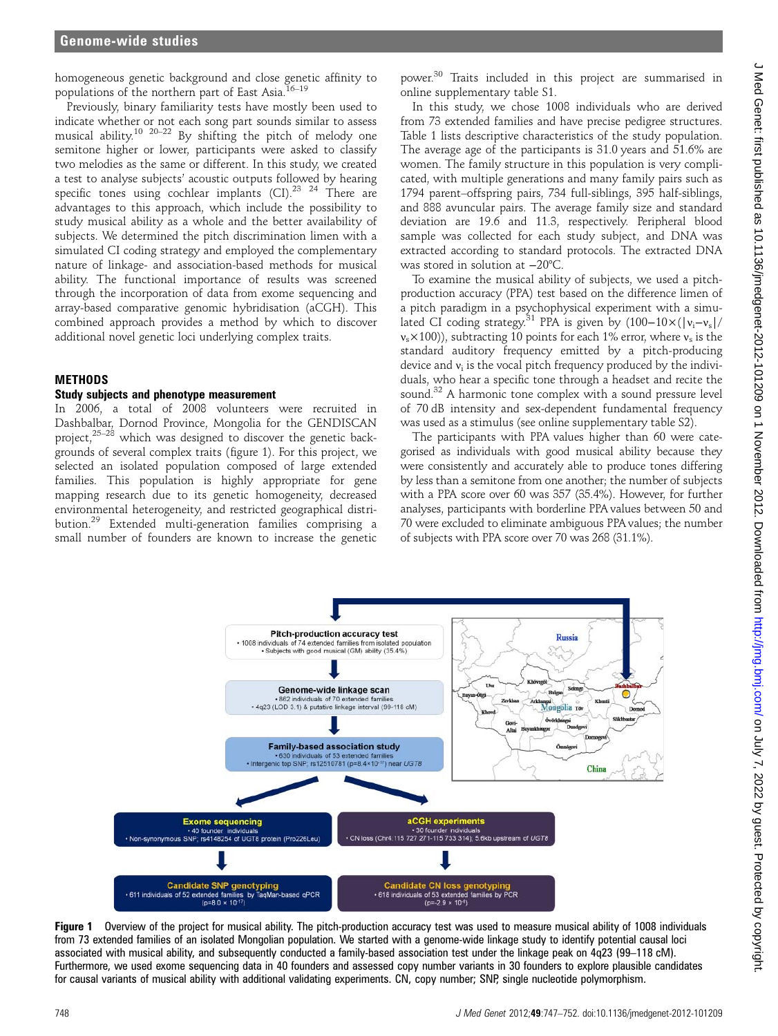homogeneous genetic background and close genetic affinity to populations of the northern part of East Asia.[16–19]

Previously, binary familiarity tests have mostly been used to indicate whether or not each song part sounds similar to assess musical ability.[10 20–22] By shifting the pitch of melody one semitone higher or lower, participants were asked to classify two melodies as the same or different. In this study, we created a test to analyse subjects' acoustic outputs followed by hearing specific tones using cochlear implants (CI).[23 24] There are advantages to this approach, which include the possibility to study musical ability as a whole and the better availability of subjects. We determined the pitch discrimination limen with a simulated CI coding strategy and employed the complementary nature of linkage- and association-based methods for musical ability. The functional importance of results was screened through the incorporation of data from exome sequencing and array-based comparative genomic hybridisation (aCGH). This combined approach provides a method by which to discover additional novel genetic loci underlying complex traits.

## METHODS

### Study subjects and phenotype measurement

In 2006, a total of 2008 volunteers were recruited in Dashbalbar, Dornod Province, Mongolia for the GENDISCAN project,[25–28] which was designed to discover the genetic backgrounds of several complex traits (figure 1). For this project, we selected an isolated population composed of large extended families. This population is highly appropriate for gene mapping research due to its genetic homogeneity, decreased environmental heterogeneity, and restricted geographical distribution.[29] Extended multi-generation families comprising a small number of founders are known to increase the genetic power.[30] Traits included in this project are summarised in online supplementary table S1.

In this study, we chose 1008 individuals who are derived from 73 extended families and have precise pedigree structures. Table 1 lists descriptive characteristics of the study population. The average age of the participants is 31.0 years and 51.6% are women. The family structure in this population is very complicated, with multiple generations and many family pairs such as 1794 parent–offspring pairs, 734 full-siblings, 395 half-siblings, and 888 avuncular pairs. The average family size and standard deviation are 19.6 and 11.3, respectively. Peripheral blood sample was collected for each study subject, and DNA was extracted according to standard protocols. The extracted DNA was stored in solution at −20°C.

To examine the musical ability of subjects, we used a pitch-production accuracy (PPA) test based on the difference limen of a pitch paradigm in a psychophysical experiment with a simulated CI coding strategy.[31] PPA is given by $(100-10\times(|v_i-v_s|/v_s\times100))$, subtracting 10 points for each 1% error, where $v_s$ is the standard auditory frequency emitted by a pitch-producing device and $v_i$ is the vocal pitch frequency produced by the individuals, who hear a specific tone through a headset and recite the sound.[32] A harmonic tone complex with a sound pressure level of 70 dB intensity and sex-dependent fundamental frequency was used as a stimulus (see online supplementary table S2).

The participants with PPA values higher than 60 were categorised as individuals with good musical ability because they were consistently and accurately able to produce tones differing by less than a semitone from one another; the number of subjects with a PPA score over 60 was 357 (35.4%). However, for further analyses, participants with borderline PPA values between 50 and 70 were excluded to eliminate ambiguous PPA values; the number of subjects with PPA score over 70 was 268 (31.1%).

**Figure 1** Overview of the project for musical ability. The pitch-production accuracy test was used to measure musical ability of 1008 individuals from 73 extended families of an isolated Mongolian population. We started with a genome-wide linkage study to identify potential causal loci associated with musical ability, and subsequently conducted a family-based association test under the linkage peak on 4q23 (99–118 cM). Furthermore, we used exome sequencing data in 40 founders and assessed copy number variants in 30 founders to explore plausible candidates for causal variants of musical ability with additional validating experiments. CN, copy number; SNP, single nucleotide polymorphism.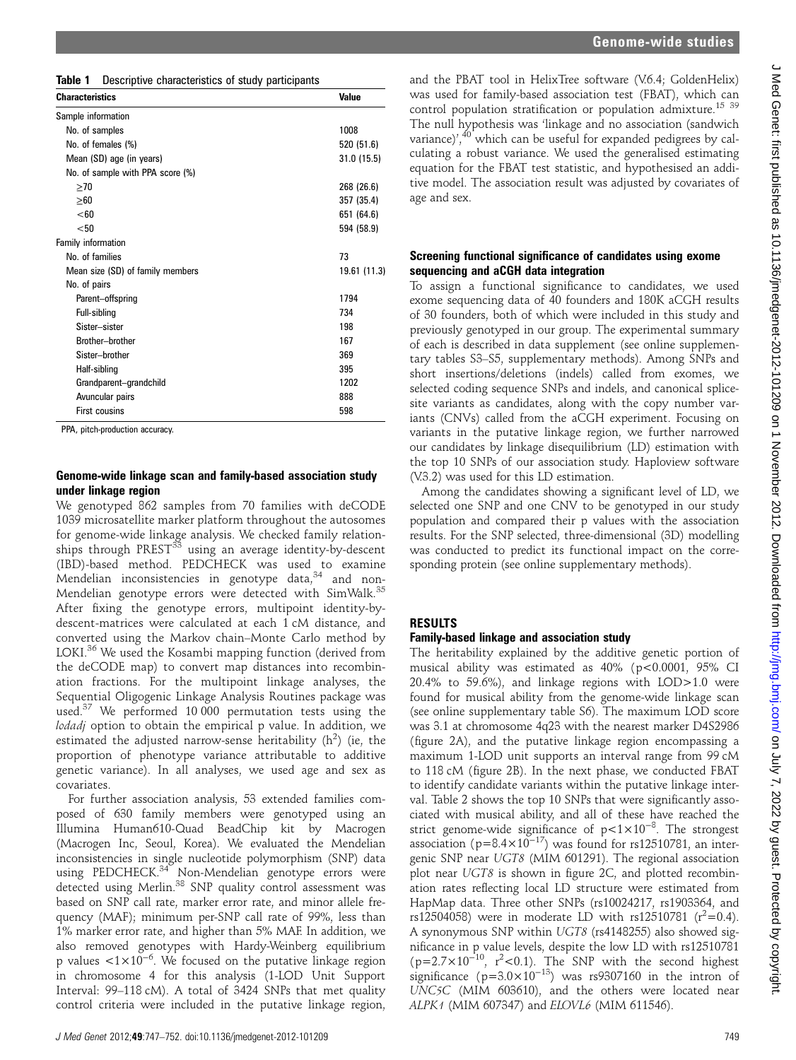**Table 1** Descriptive characteristics of study participants

| Characteristics | Value |
|---|---|
| Sample information | |
| No. of samples | 1008 |
| No. of females (%) | 520 (51.6) |
| Mean (SD) age (in years) | 31.0 (15.5) |
| No. of sample with PPA score (%) | |
| ≥70 | 268 (26.6) |
| ≥60 | 357 (35.4) |
| <60 | 651 (64.6) |
| <50 | 594 (58.9) |
| Family information | |
| No. of families | 73 |
| Mean size (SD) of family members | 19.61 (11.3) |
| No. of pairs | |
| Parent–offspring | 1794 |
| Full-sibling | 734 |
| Sister–sister | 198 |
| Brother–brother | 167 |
| Sister–brother | 369 |
| Half-sibling | 395 |
| Grandparent–grandchild | 1202 |
| Avuncular pairs | 888 |
| First cousins | 598 |

PPA, pitch-production accuracy.

### Genome-wide linkage scan and family-based association study under linkage region

We genotyped 862 samples from 70 families with deCODE 1039 microsatellite marker platform throughout the autosomes for genome-wide linkage analysis. We checked family relationships through PREST[33] using an average identity-by-descent (IBD)-based method. PEDCHECK was used to examine Mendelian inconsistencies in genotype data,[34] and non-Mendelian genotype errors were detected with SimWalk.[35] After fixing the genotype errors, multipoint identity-by-descent-matrices were calculated at each 1 cM distance, and converted using the Markov chain–Monte Carlo method by LOKI.[36] We used the Kosambi mapping function (derived from the deCODE map) to convert map distances into recombination fractions. For the multipoint linkage analyses, the Sequential Oligogenic Linkage Analysis Routines package was used.[37] We performed 10 000 permutation tests using the *lodadj* option to obtain the empirical p value. In addition, we estimated the adjusted narrow-sense heritability ($h^2$) (ie, the proportion of phenotype variance attributable to additive genetic variance). In all analyses, we used age and sex as covariates.

For further association analysis, 53 extended families composed of 630 family members were genotyped using an Illumina Human610-Quad BeadChip kit by Macrogen (Macrogen Inc, Seoul, Korea). We evaluated the Mendelian inconsistencies in single nucleotide polymorphism (SNP) data using PEDCHECK.[34] Non-Mendelian genotype errors were detected using Merlin.[38] SNP quality control assessment was based on SNP call rate, marker error rate, and minor allele frequency (MAF); minimum per-SNP call rate of 99%, less than 1% marker error rate, and higher than 5% MAF. In addition, we also removed genotypes with Hardy-Weinberg equilibrium p values $<1\times10^{-6}$. We focused on the putative linkage region in chromosome 4 for this analysis (1-LOD Unit Support Interval: 99–118 cM). A total of 3424 SNPs that met quality control criteria were included in the putative linkage region, and the PBAT tool in HelixTree software (V.6.4; GoldenHelix) was used for family-based association test (FBAT), which can control population stratification or population admixture.[15,39] The null hypothesis was 'linkage and no association (sandwich variance)',[40] which can be useful for expanded pedigrees by calculating a robust variance. We used the generalised estimating equation for the FBAT test statistic, and hypothesised an additive model. The association result was adjusted by covariates of age and sex.

### Screening functional significance of candidates using exome sequencing and aCGH data integration

To assign a functional significance to candidates, we used exome sequencing data of 40 founders and 180K aCGH results of 30 founders, both of which were included in this study and previously genotyped in our group. The experimental summary of each is described in data supplement (see online supplementary tables S3–S5, supplementary methods). Among SNPs and short insertions/deletions (indels) called from exomes, we selected coding sequence SNPs and indels, and canonical splice-site variants as candidates, along with the copy number variants (CNVs) called from the aCGH experiment. Focusing on variants in the putative linkage region, we further narrowed our candidates by linkage disequilibrium (LD) estimation with the top 10 SNPs of our association study. Haploview software (V.3.2) was used for this LD estimation.

Among the candidates showing a significant level of LD, we selected one SNP and one CNV to be genotyped in our study population and compared their p values with the association results. For the SNP selected, three-dimensional (3D) modelling was conducted to predict its functional impact on the corresponding protein (see online supplementary methods).

## RESULTS

### Family-based linkage and association study

The heritability explained by the additive genetic portion of musical ability was estimated as 40% ($p<0.0001$, 95% CI 20.4% to 59.6%), and linkage regions with LOD>1.0 were found for musical ability from the genome-wide linkage scan (see online supplementary table S6). The maximum LOD score was 3.1 at chromosome 4q23 with the nearest marker D4S2986 (figure 2A), and the putative linkage region encompassing a maximum 1-LOD unit supports an interval range from 99 cM to 118 cM (figure 2B). In the next phase, we conducted FBAT to identify candidate variants within the putative linkage interval. Table 2 shows the top 10 SNPs that were significantly associated with musical ability, and all of these have reached the strict genome-wide significance of $p<1\times10^{-8}$. The strongest association ($p=8.4\times10^{-17}$) was found for rs12510781, an intergenic SNP near *UGT8* (MIM 601291). The regional association plot near *UGT8* is shown in figure 2C, and plotted recombination rates reflecting local LD structure were estimated from HapMap data. Three other SNPs (rs10024217, rs1903364, and rs12504058) were in moderate LD with rs12510781 ($r^2=0.4$). A synonymous SNP within *UGT8* (rs4148255) also showed significance in p value levels, despite the low LD with rs12510781 ($p=2.7\times10^{-10}$, $r^2<0.1$). The SNP with the second highest significance ($p=3.0\times10^{-13}$) was rs9307160 in the intron of *UNC5C* (MIM 603610), and the others were located near *ALPK1* (MIM 607347) and *ELOVL6* (MIM 611546).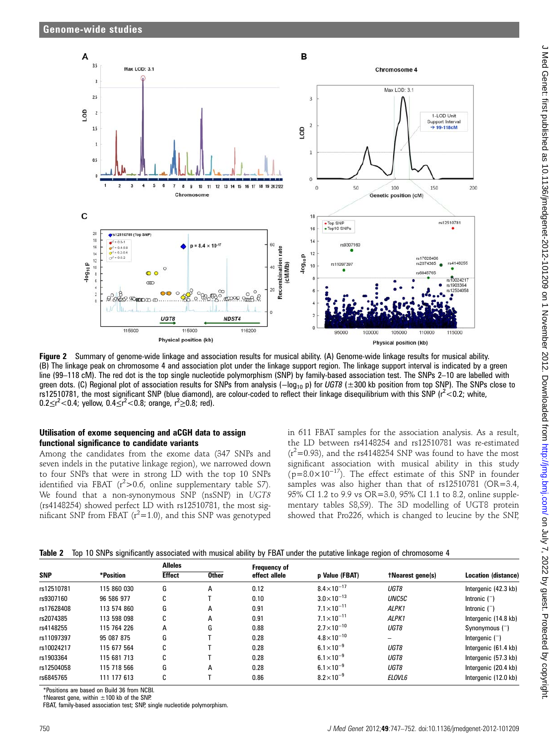Figure 2 Summary of genome-wide linkage and association results for musical ability. (A) Genome-wide linkage results for musical ability. (B) The linkage peak on chromosome 4 and association plot under the linkage support region. The linkage support interval is indicated by a green line (99–118 cM). The red dot is the top single nucleotide polymorphism (SNP) by family-based association test. The SNPs 2–10 are labelled with green dots. (C) Regional plot of association results for SNPs from analysis ($-\log_{10}$ p) for *UGT8* (±300 kb position from top SNP). The SNPs close to rs12510781, the most significant SNP (blue diamond), are colour-coded to reflect their linkage disequilibrium with this SNP ($r^2<0.2$; white, $0.2\leq r^2<0.4$; yellow, $0.4\leq r^2<0.8$; orange, $r^2\geq0.8$; red).

### Utilisation of exome sequencing and aCGH data to assign functional significance to candidate variants

Among the candidates from the exome data (347 SNPs and seven indels in the putative linkage region), we narrowed down to four SNPs that were in strong LD with the top 10 SNPs identified via FBAT ($r^2>0.6$, online supplementary table S7). We found that a non-synonymous SNP (nsSNP) in *UGT8* (rs4148254) showed perfect LD with rs12510781, the most significant SNP from FBAT ($r^2=1.0$), and this SNP was genotyped in 611 FBAT samples for the association analysis. As a result, the LD between rs4148254 and rs12510781 was re-estimated ($r^2=0.93$), and the rs4148254 SNP was found to have the most significant association with musical ability in this study ($p=8.0\times10^{-17}$). The effect estimate of this SNP in founder samples was also higher than that of rs12510781 (OR=3.4, 95% CI 1.2 to 9.9 vs OR=3.0, 95% CI 1.1 to 8.2, online supplementary tables S8,S9). The 3D modelling of UGT8 protein showed that Pro226, which is changed to leucine by the SNP,

Table 2 Top 10 SNPs significantly associated with musical ability by FBAT under the putative linkage region of chromosome 4

| SNP | *Position | Alleles | | Frequency of effect allele | p Value (FBAT) | †Nearest gene(s) | Location (distance) |
|---|---|---|---|---|---|---|---|
| | | Effect | Other | | | | |
| rs12510781 | 115 860 030 | G | A | 0.12 | $8.4\times10^{-17}$ | *UGT8* | Intergenic (42.3 kb) |
| rs9307160 | 96 586 977 | C | T | 0.10 | $3.0\times10^{-13}$ | *UNC5C* | Intronic (−) |
| rs17628408 | 113 574 860 | G | A | 0.91 | $7.1\times10^{-11}$ | *ALPK1* | Intronic (−) |
| rs2074385 | 113 598 098 | C | A | 0.91 | $7.1\times10^{-11}$ | *ALPK1* | Intergenic (14.8 kb) |
| rs4148255 | 115 764 226 | A | G | 0.88 | $2.7\times10^{-10}$ | *UGT8* | Synonymous (−) |
| rs11097397 | 95 087 875 | G | T | 0.28 | $4.8\times10^{-10}$ | – | Intergenic (−) |
| rs10024217 | 115 677 564 | C | T | 0.28 | $6.1\times10^{-9}$ | *UGT8* | Intergenic (61.4 kb) |
| rs1903364 | 115 681 713 | C | T | 0.28 | $6.1\times10^{-9}$ | *UGT8* | Intergenic (57.3 kb) |
| rs12504058 | 115 718 566 | G | A | 0.28 | $6.1\times10^{-9}$ | *UGT8* | Intergenic (20.4 kb) |
| rs6845765 | 111 177 613 | C | T | 0.86 | $8.2\times10^{-9}$ | *ELOVL6* | Intergenic (12.0 kb) |

*Positions are based on Build 36 from NCBI.
†Nearest gene, within ±100 kb of the SNP.
FBAT, family-based association test; SNP, single nucleotide polymorphism.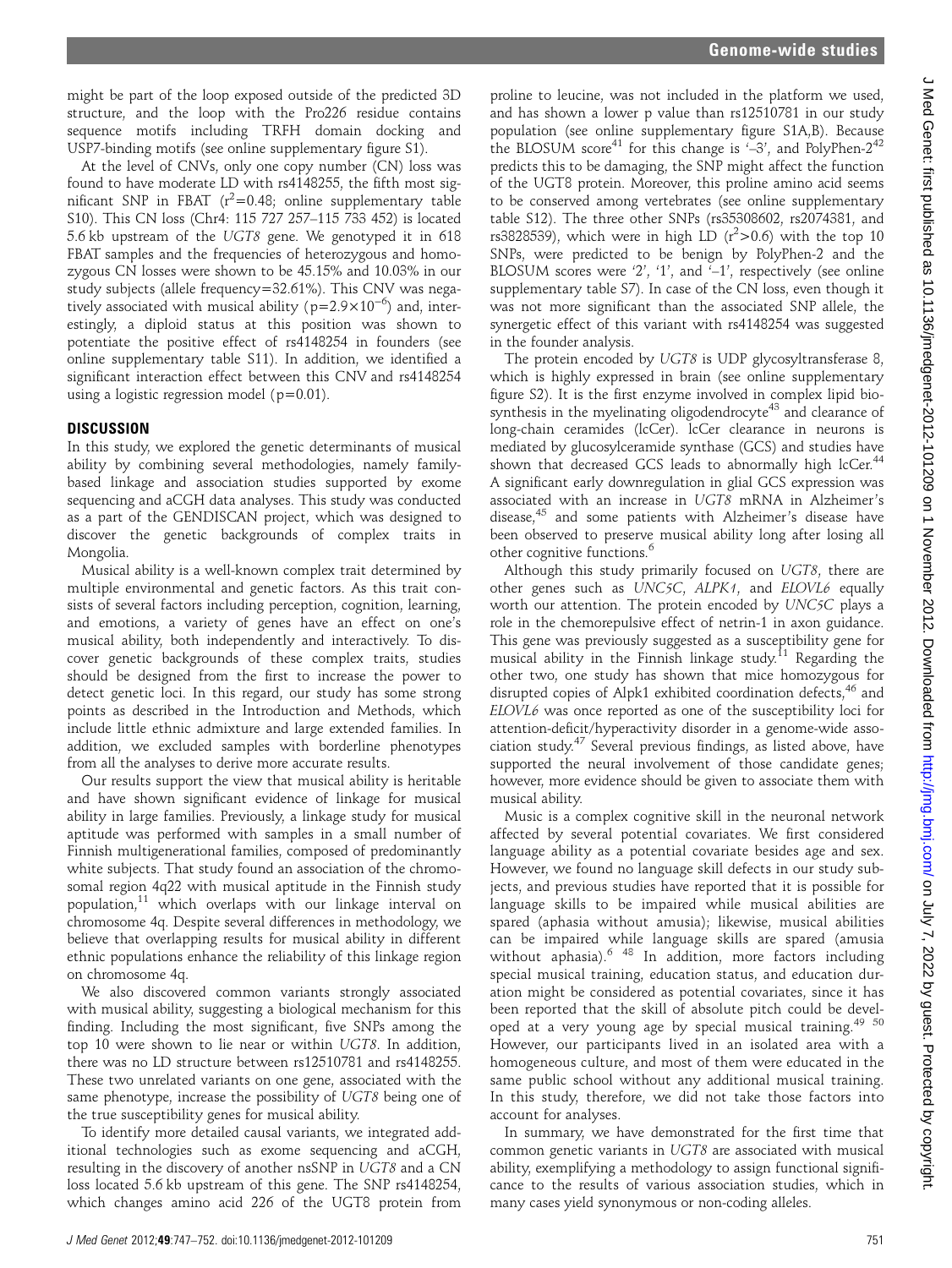might be part of the loop exposed outside of the predicted 3D structure, and the loop with the Pro226 residue contains sequence motifs including TRFH domain docking and USP7-binding motifs (see online supplementary figure S1).

At the level of CNVs, only one copy number (CN) loss was found to have moderate LD with rs4148255, the fifth most significant SNP in FBAT ($r^2$=0.48; online supplementary table S10). This CN loss (Chr4: 115 727 257–115 733 452) is located 5.6 kb upstream of the *UGT8* gene. We genotyped it in 618 FBAT samples and the frequencies of heterozygous and homozygous CN losses were shown to be 45.15% and 10.03% in our study subjects (allele frequency=32.61%). This CNV was negatively associated with musical ability ($p=2.9\times10^{-6}$) and, interestingly, a diploid status at this position was shown to potentiate the positive effect of rs4148254 in founders (see online supplementary table S11). In addition, we identified a significant interaction effect between this CNV and rs4148254 using a logistic regression model (p=0.01).

## DISCUSSION

In this study, we explored the genetic determinants of musical ability by combining several methodologies, namely family-based linkage and association studies supported by exome sequencing and aCGH data analyses. This study was conducted as a part of the GENDISCAN project, which was designed to discover the genetic backgrounds of complex traits in Mongolia.

Musical ability is a well-known complex trait determined by multiple environmental and genetic factors. As this trait consists of several factors including perception, cognition, learning, and emotions, a variety of genes have an effect on one's musical ability, both independently and interactively. To discover genetic backgrounds of these complex traits, studies should be designed from the first to increase the power to detect genetic loci. In this regard, our study has some strong points as described in the Introduction and Methods, which include little ethnic admixture and large extended families. In addition, we excluded samples with borderline phenotypes from all the analyses to derive more accurate results.

Our results support the view that musical ability is heritable and have shown significant evidence of linkage for musical ability in large families. Previously, a linkage study for musical aptitude was performed with samples in a small number of Finnish multigenerational families, composed of predominantly white subjects. That study found an association of the chromosomal region 4q22 with musical aptitude in the Finnish study population,[11] which overlaps with our linkage interval on chromosome 4q. Despite several differences in methodology, we believe that overlapping results for musical ability in different ethnic populations enhance the reliability of this linkage region on chromosome 4q.

We also discovered common variants strongly associated with musical ability, suggesting a biological mechanism for this finding. Including the most significant, five SNPs among the top 10 were shown to lie near or within *UGT8*. In addition, there was no LD structure between rs12510781 and rs4148255. These two unrelated variants on one gene, associated with the same phenotype, increase the possibility of *UGT8* being one of the true susceptibility genes for musical ability.

To identify more detailed causal variants, we integrated additional technologies such as exome sequencing and aCGH, resulting in the discovery of another nsSNP in *UGT8* and a CN loss located 5.6 kb upstream of this gene. The SNP rs4148254, which changes amino acid 226 of the UGT8 protein from proline to leucine, was not included in the platform we used, and has shown a lower p value than rs12510781 in our study population (see online supplementary figure S1A,B). Because the BLOSUM score[41] for this change is '–3', and PolyPhen-2[42] predicts this to be damaging, the SNP might affect the function of the UGT8 protein. Moreover, this proline amino acid seems to be conserved among vertebrates (see online supplementary table S12). The three other SNPs (rs35308602, rs2074381, and rs3828539), which were in high LD ($r^2$>0.6) with the top 10 SNPs, were predicted to be benign by PolyPhen-2 and the BLOSUM scores were '2', '1', and '–1', respectively (see online supplementary table S7). In case of the CN loss, even though it was not more significant than the associated SNP allele, the synergetic effect of this variant with rs4148254 was suggested in the founder analysis.

The protein encoded by *UGT8* is UDP glycosyltransferase 8, which is highly expressed in brain (see online supplementary figure S2). It is the first enzyme involved in complex lipid biosynthesis in the myelinating oligodendrocyte[43] and clearance of long-chain ceramides (lcCer). lcCer clearance in neurons is mediated by glucosylceramide synthase (GCS) and studies have shown that decreased GCS leads to abnormally high lcCer.[44] A significant early downregulation in glial GCS expression was associated with an increase in *UGT8* mRNA in Alzheimer's disease,[45] and some patients with Alzheimer's disease have been observed to preserve musical ability long after losing all other cognitive functions.[6]

Although this study primarily focused on *UGT8*, there are other genes such as *UNC5C*, *ALPK1*, and *ELOVL6* equally worth our attention. The protein encoded by *UNC5C* plays a role in the chemorepulsive effect of netrin-1 in axon guidance. This gene was previously suggested as a susceptibility gene for musical ability in the Finnish linkage study.[11] Regarding the other two, one study has shown that mice homozygous for disrupted copies of Alpk1 exhibited coordination defects,[46] and *ELOVL6* was once reported as one of the susceptibility loci for attention-deficit/hyperactivity disorder in a genome-wide association study.[47] Several previous findings, as listed above, have supported the neural involvement of those candidate genes; however, more evidence should be given to associate them with musical ability.

Music is a complex cognitive skill in the neuronal network affected by several potential covariates. We first considered language ability as a potential covariate besides age and sex. However, we found no language skill defects in our study subjects, and previous studies have reported that it is possible for language skills to be impaired while musical abilities are spared (aphasia without amusia); likewise, musical abilities can be impaired while language skills are spared (amusia without aphasia).[6 48] In addition, more factors including special musical training, education status, and education duration might be considered as potential covariates, since it has been reported that the skill of absolute pitch could be developed at a very young age by special musical training.[49 50] However, our participants lived in an isolated area with a homogeneous culture, and most of them were educated in the same public school without any additional musical training. In this study, therefore, we did not take those factors into account for analyses.

In summary, we have demonstrated for the first time that common genetic variants in *UGT8* are associated with musical ability, exemplifying a methodology to assign functional significance to the results of various association studies, which in many cases yield synonymous or non-coding alleles.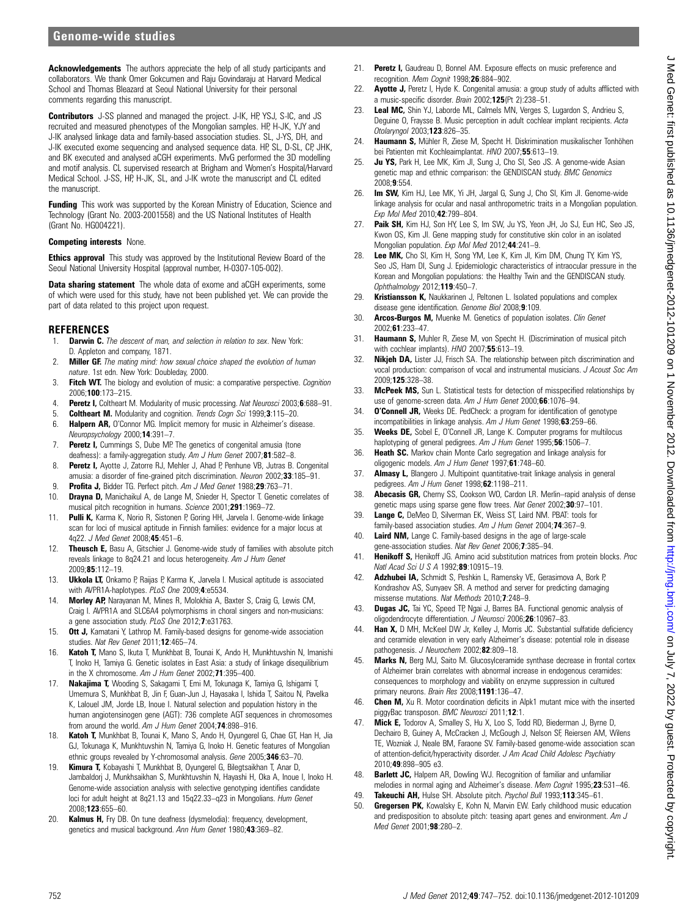**Acknowledgements** The authors appreciate the help of all study participants and collaborators. We thank Omer Gokcumen and Raju Govindaraju at Harvard Medical School and Thomas Bleazard at Seoul National University for their personal comments regarding this manuscript.

**Contributors** J-SS planned and managed the project. J-IK, HP, YSJ, S-IC, and JS recruited and measured phenotypes of the Mongolian samples. HP, H-JK, YJY and J-IK analysed linkage data and family-based association studies. SL, J-YS, DH, and J-IK executed exome sequencing and analysed sequence data. HP, SL, D-SL, CP, JHK, and BK executed and analysed aCGH experiments. MvG performed the 3D modelling and motif analysis. CL supervised research at Brigham and Women's Hospital/Harvard Medical School. J-SS, HP, H-JK, SL, and J-IK wrote the manuscript and CL edited the manuscript.

**Funding** This work was supported by the Korean Ministry of Education, Science and Technology (Grant No. 2003-2001558) and the US National Institutes of Health (Grant No. HG004221).

**Competing interests** None.

**Ethics approval** This study was approved by the Institutional Review Board of the Seoul National University Hospital (approval number, H-0307-105-002).

**Data sharing statement** The whole data of exome and aCGH experiments, some of which were used for this study, have not been published yet. We can provide the part of data related to this project upon request.

## REFERENCES

1. **Darwin C.** *The descent of man, and selection in relation to sex*. New York: D. Appleton and company, 1871.
2. **Miller GF.** *The mating mind: how sexual choice shaped the evolution of human nature*. 1st edn. New York: Doubleday, 2000.
3. **Fitch WT.** The biology and evolution of music: a comparative perspective. *Cognition* 2006;**100**:173–215.
4. **Peretz I,** Coltheart M. Modularity of music processing. *Nat Neurosci* 2003;**6**:688–91.
5. **Coltheart M.** Modularity and cognition. *Trends Cogn Sci* 1999;**3**:115–20.
6. **Halpern AR,** O'Connor MG. Implicit memory for music in Alzheimer's disease. *Neuropsychology* 2000;**14**:391–7.
7. **Peretz I,** Cummings S, Dube MP. The genetics of congenital amusia (tone deafness): a family-aggregation study. *Am J Hum Genet* 2007;**81**:582–8.
8. **Peretz I,** Ayotte J, Zatorre RJ, Mehler J, Ahad P, Penhune VB, Jutras B. Congenital amusia: a disorder of fine-grained pitch discrimination. *Neuron* 2002;**33**:185–91.
9. **Profita J,** Bidder TG. Perfect pitch. *Am J Med Genet* 1988;**29**:763–71.
10. **Drayna D,** Manichaikul A, de Lange M, Snieder H, Spector T. Genetic correlates of musical pitch recognition in humans. *Science* 2001;**291**:1969–72.
11. **Pulli K,** Karma K, Norio R, Sistonen P, Goring HH, Jarvela I. Genome-wide linkage scan for loci of musical aptitude in Finnish families: evidence for a major locus at 4q22. *J Med Genet* 2008;**45**:451–6.
12. **Theusch E,** Basu A, Gitschier J. Genome-wide study of families with absolute pitch reveals linkage to 8q24.21 and locus heterogeneity. *Am J Hum Genet* 2009;**85**:112–19.
13. **Ukkola LT,** Onkamo P, Raijas P, Karma K, Jarvela I. Musical aptitude is associated with AVPR1A-haplotypes. *PLoS One* 2009;**4**:e5534.
14. **Morley AP,** Narayanan M, Mines R, Molokhia A, Baxter S, Craig G, Lewis CM, Craig I. AVPR1A and SLC6A4 polymorphisms in choral singers and non-musicians: a gene association study. *PLoS One* 2012;**7**:e31763.
15. **Ott J,** Kamatani Y, Lathrop M. Family-based designs for genome-wide association studies. *Nat Rev Genet* 2011;**12**:465–74.
16. **Katoh T,** Mano S, Ikuta T, Munkhbat B, Tounai K, Ando H, Munkhtuvshin N, Imanishi T, Inoko H, Tamiya G. Genetic isolates in East Asia: a study of linkage disequilibrium in the X chromosome. *Am J Hum Genet* 2002;**71**:395–400.
17. **Nakajima T,** Wooding S, Sakagami T, Emi M, Tokunaga K, Tamiya G, Ishigami T, Umemura S, Munkhbat B, Jin F, Guan-Jun J, Hayasaka I, Ishida T, Saitou N, Pavelka K, Lalouel JM, Jorde LB, Inoue I. Natural selection and population history in the human angiotensinogen gene (AGT): 736 complete AGT sequences in chromosomes from around the world. *Am J Hum Genet* 2004;**74**:898–916.
18. **Katoh T,** Munkhbat B, Tounai K, Mano S, Ando H, Oyungerel G, Chae GT, Han H, Jia GJ, Tokunaga K, Munkhtuvshin N, Tamiya G, Inoko H. Genetic features of Mongolian ethnic groups revealed by Y-chromosomal analysis. *Gene* 2005;**346**:63–70.
19. **Kimura T,** Kobayashi T, Munkhbat B, Oyungerel G, Bilegtsaikhan T, Anar D, Jambaldorj J, Munkhsaikhan S, Munkhtuvshin N, Hayashi H, Oka A, Inoue I, Inoko H. Genome-wide association analysis with selective genotyping identifies candidate loci for adult height at 8q21.13 and 15q22.33–q23 in Mongolians. *Hum Genet* 2008;**123**:655–60.
20. **Kalmus H,** Fry DB. On tune deafness (dysmelodia): frequency, development, genetics and musical background. *Ann Hum Genet* 1980;**43**:369–82.
21. **Peretz I,** Gaudreau D, Bonnel AM. Exposure effects on music preference and recognition. *Mem Cognit* 1998;**26**:884–902.
22. **Ayotte J,** Peretz I, Hyde K. Congenital amusia: a group study of adults afflicted with a music-specific disorder. *Brain* 2002;**125**(Pt 2):238–51.
23. **Leal MC,** Shin YJ, Laborde ML, Calmels MN, Verges S, Lugardon S, Andrieu S, Deguine O, Fraysse B. Music perception in adult cochlear implant recipients. *Acta Otolaryngol* 2003;**123**:826–35.
24. **Haumann S,** Mühler R, Ziese M, Specht H. Diskrimination musikalischer Tonhöhen bei Patienten mit Kochleaimplantat. *HNO* 2007;**55**:613–19.
25. **Ju YS,** Park H, Lee MK, Kim JI, Sung J, Cho SI, Seo JS. A genome-wide Asian genetic map and ethnic comparison: the GENDISCAN study. *BMC Genomics* 2008;**9**:554.
26. **Im SW,** Kim HJ, Lee MK, Yi JH, Jargal G, Sung J, Cho SI, Kim JI. Genome-wide linkage analysis for ocular and nasal anthropometric traits in a Mongolian population. *Exp Mol Med* 2010;**42**:799–804.
27. **Paik SH,** Kim HJ, Son HY, Lee S, Im SW, Ju YS, Yeon JH, Jo SJ, Eun HC, Seo JS, Kwon OS, Kim JI. Gene mapping study for constitutive skin color in an isolated Mongolian population. *Exp Mol Med* 2012;**44**:241–9.
28. **Lee MK,** Cho SI, Kim H, Song YM, Lee K, Kim JI, Kim DM, Chung TY, Kim YS, Seo JS, Ham DI, Sung J. Epidemiologic characteristics of intraocular pressure in the Korean and Mongolian populations: the Healthy Twin and the GENDISCAN study. *Ophthalmology* 2012;**119**:450–7.
29. **Kristiansson K,** Naukkarinen J, Peltonen L. Isolated populations and complex disease gene identification. *Genome Biol* 2008;**9**:109.
30. **Arcos-Burgos M,** Muenke M. Genetics of population isolates. *Clin Genet* 2002;**61**:233–47.
31. **Haumann S,** Muhler R, Ziese M, von Specht H. (Discrimination of musical pitch with cochlear implants). *HNO* 2007;**55**:613–19.
32. **Nikjeh DA,** Lister JJ, Frisch SA. The relationship between pitch discrimination and vocal production: comparison of vocal and instrumental musicians. *J Acoust Soc Am* 2009;**125**:328–38.
33. **McPeek MS,** Sun L. Statistical tests for detection of misspecified relationships by use of genome-screen data. *Am J Hum Genet* 2000;**66**:1076–94.
34. **O'Connell JR,** Weeks DE. PedCheck: a program for identification of genotype incompatibilities in linkage analysis. *Am J Hum Genet* 1998;**63**:259–66.
35. **Weeks DE,** Sobel E, O'Connell JR, Lange K. Computer programs for multilocus haplotyping of general pedigrees. *Am J Hum Genet* 1995;**56**:1506–7.
36. **Heath SC.** Markov chain Monte Carlo segregation and linkage analysis for oligogenic models. *Am J Hum Genet* 1997;**61**:748–60.
37. **Almasy L,** Blangero J. Multipoint quantitative-trait linkage analysis in general pedigrees. *Am J Hum Genet* 1998;**62**:1198–211.
38. **Abecasis GR,** Cherny SS, Cookson WO, Cardon LR. Merlin–rapid analysis of dense genetic maps using sparse gene flow trees. *Nat Genet* 2002;**30**:97–101.
39. **Lange C,** DeMeo D, Silverman EK, Weiss ST, Laird NM. PBAT: tools for family-based association studies. *Am J Hum Genet* 2004;**74**:367–9.
40. **Laird NM,** Lange C. Family-based designs in the age of large-scale gene-association studies. *Nat Rev Genet* 2006;**7**:385–94.
41. **Henikoff S,** Henikoff JG. Amino acid substitution matrices from protein blocks. *Proc Natl Acad Sci U S A* 1992;**89**:10915–19.
42. **Adzhubei IA,** Schmidt S, Peshkin L, Ramensky VE, Gerasimova A, Bork P, Kondrashov AS, Sunyaev SR. A method and server for predicting damaging missense mutations. *Nat Methods* 2010;**7**:248–9.
43. **Dugas JC,** Tai YC, Speed TP, Ngai J, Barres BA. Functional genomic analysis of oligodendrocyte differentiation. *J Neurosci* 2006;**26**:10967–83.
44. **Han X,** D MH, McKeel DW Jr, Kelley J, Morris JC. Substantial sulfatide deficiency and ceramide elevation in very early Alzheimer's disease: potential role in disease pathogenesis. *J Neurochem* 2002;**82**:809–18.
45. **Marks N,** Berg MJ, Saito M. Glucosylceramide synthase decrease in frontal cortex of Alzheimer brain correlates with abnormal increase in endogenous ceramides: consequences to morphology and viability on enzyme suppression in cultured primary neurons. *Brain Res* 2008;**1191**:136–47.
46. **Chen M,** Xu R. Motor coordination deficits in Alpk1 mutant mice with the inserted piggyBac transposon. *BMC Neurosci* 2011;**12**:1.
47. **Mick E,** Todorov A, Smalley S, Hu X, Loo S, Todd RD, Biederman J, Byrne D, Dechairo B, Guiney A, McCracken J, McGough J, Nelson SF, Reiersen AM, Wilens TE, Wozniak J, Neale BM, Faraone SV. Family-based genome-wide association scan of attention-deficit/hyperactivity disorder. *J Am Acad Child Adolesc Psychiatry* 2010;**49**:898–905 e3.
48. **Barlett JC,** Halpern AR, Dowling WJ. Recognition of familiar and unfamiliar melodies in normal aging and Alzheimer's disease. *Mem Cognit* 1995;**23**:531–46.
49. **Takeuchi AH,** Hulse SH. Absolute pitch. *Psychol Bull* 1993;**113**:345–61.
50. **Gregersen PK,** Kowalsky E, Kohn N, Marvin EW. Early childhood music education and predisposition to absolute pitch: teasing apart genes and environment. *Am J Med Genet* 2001;**98**:280–2.